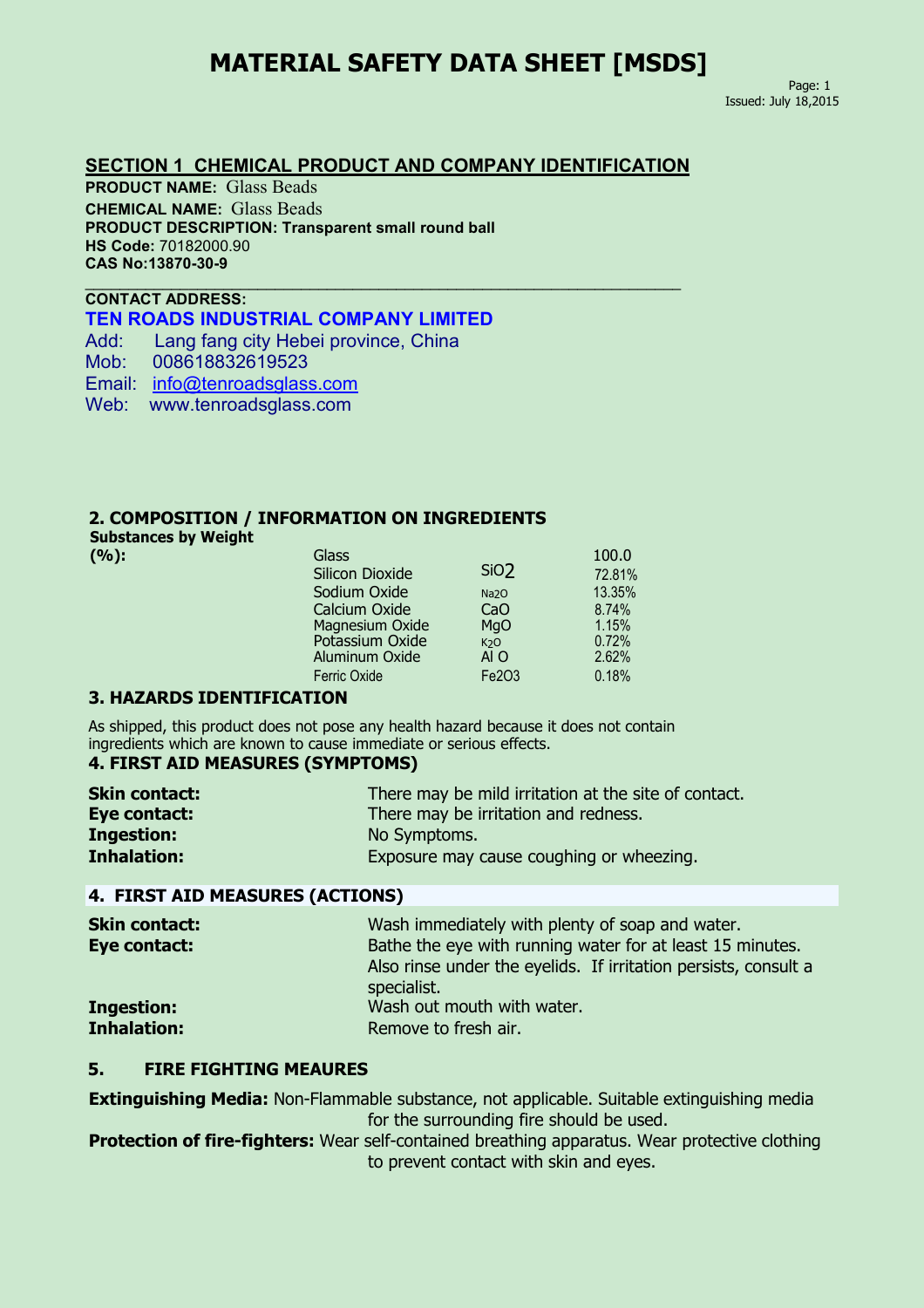# MATERIAL SAFETY DATA SHEET [MSDS]

Page: 1
Issued: July 18,2015

## SECTION 1 CHEMICAL PRODUCT AND COMPANY IDENTIFICATION

**PRODUCT NAME:** Glass Beads
**CHEMICAL NAME:** Glass Beads
**PRODUCT DESCRIPTION: Transparent small round ball**
**HS Code:** 70182000.90
**CAS No:13870-30-9**

**CONTACT ADDRESS:**
**TEN ROADS INDUSTRIAL COMPANY LIMITED**
Add: Lang fang city Hebei province, China
Mob: 008618832619523
Email: info@tenroadsglass.com
Web: www.tenroadsglass.com

## 2. COMPOSITION / INFORMATION ON INGREDIENTS

**Substances by Weight (%):**

| Substance | Formula | % |
|---|---|---|
| Glass | | 100.0 |
| Silicon Dioxide | $SiO_2$ | 72.81% |
| Sodium Oxide | $Na_2O$ | 13.35% |
| Calcium Oxide | CaO | 8.74% |
| Magnesium Oxide | MgO | 1.15% |
| Potassium Oxide | $K_2O$ | 0.72% |
| Aluminum Oxide | Al O | 2.62% |
| Ferric Oxide | $Fe_2O_3$ | 0.18% |

## 3. HAZARDS IDENTIFICATION

As shipped, this product does not pose any health hazard because it does not contain ingredients which are known to cause immediate or serious effects.

## 4. FIRST AID MEASURES (SYMPTOMS)

**Skin contact:** There may be mild irritation at the site of contact.
**Eye contact:** There may be irritation and redness.
**Ingestion:** No Symptoms.
**Inhalation:** Exposure may cause coughing or wheezing.

## 4. FIRST AID MEASURES (ACTIONS)

**Skin contact:** Wash immediately with plenty of soap and water.
**Eye contact:** Bathe the eye with running water for at least 15 minutes. Also rinse under the eyelids. If irritation persists, consult a specialist.
**Ingestion:** Wash out mouth with water.
**Inhalation:** Remove to fresh air.

## 5. FIRE FIGHTING MEAURES

**Extinguishing Media:** Non-Flammable substance, not applicable. Suitable extinguishing media for the surrounding fire should be used.
**Protection of fire-fighters:** Wear self-contained breathing apparatus. Wear protective clothing to prevent contact with skin and eyes.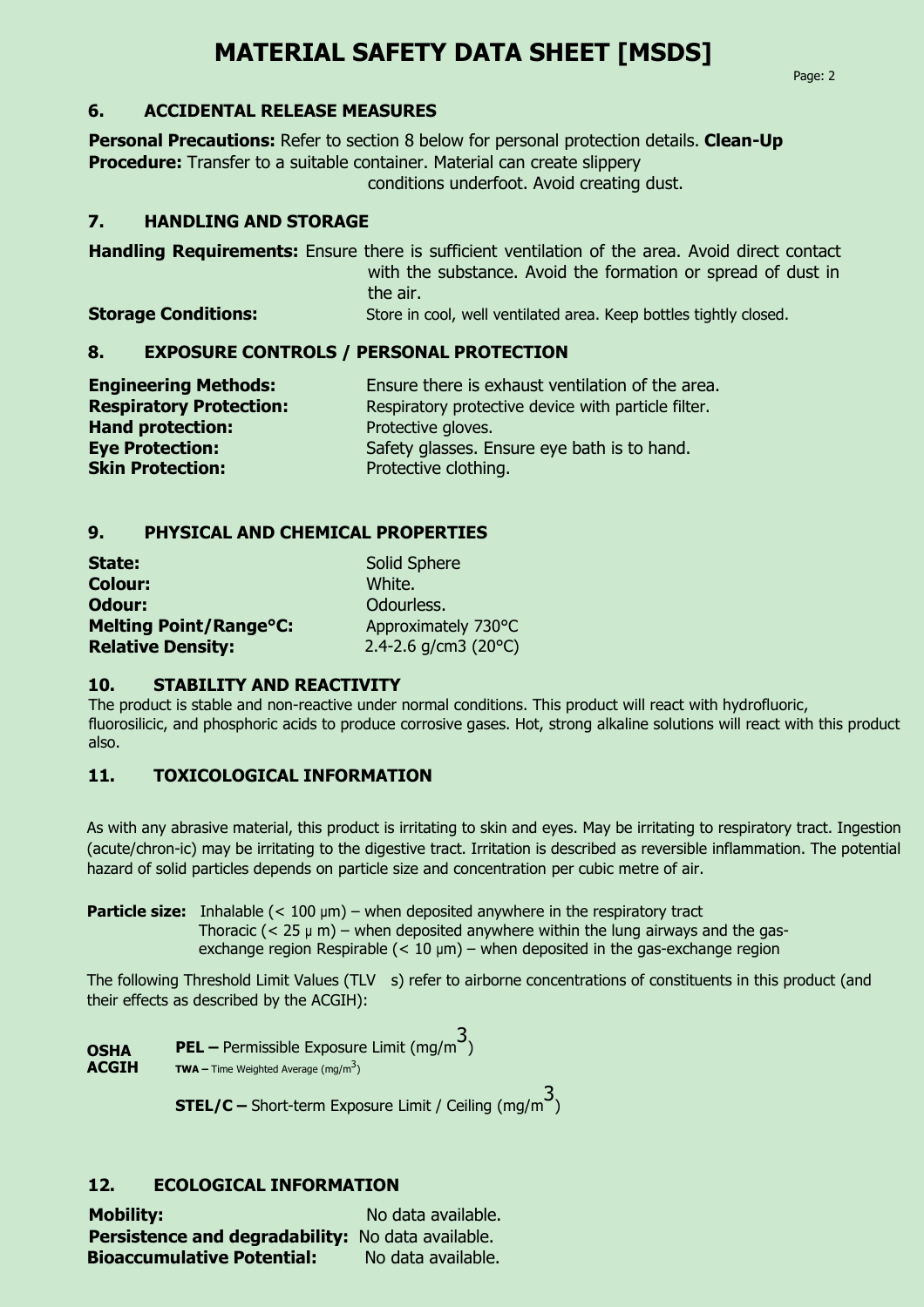# MATERIAL SAFETY DATA SHEET [MSDS]

## 6. ACCIDENTAL RELEASE MEASURES

**Personal Precautions:** Refer to section 8 below for personal protection details. **Clean-Up Procedure:** Transfer to a suitable container. Material can create slippery conditions underfoot. Avoid creating dust.

## 7. HANDLING AND STORAGE

**Handling Requirements:** Ensure there is sufficient ventilation of the area. Avoid direct contact with the substance. Avoid the formation or spread of dust in the air.

**Storage Conditions:** Store in cool, well ventilated area. Keep bottles tightly closed.

## 8. EXPOSURE CONTROLS / PERSONAL PROTECTION

**Engineering Methods:** Ensure there is exhaust ventilation of the area.
**Respiratory Protection:** Respiratory protective device with particle filter.
**Hand protection:** Protective gloves.
**Eye Protection:** Safety glasses. Ensure eye bath is to hand.
**Skin Protection:** Protective clothing.

## 9. PHYSICAL AND CHEMICAL PROPERTIES

**State:** Solid Sphere
**Colour:** White.
**Odour:** Odourless.
**Melting Point/Range°C:** Approximately 730°C
**Relative Density:** 2.4-2.6 g/cm3 (20°C)

## 10. STABILITY AND REACTIVITY

The product is stable and non-reactive under normal conditions. This product will react with hydrofluoric, fluorosilicic, and phosphoric acids to produce corrosive gases. Hot, strong alkaline solutions will react with this product also.

## 11. TOXICOLOGICAL INFORMATION

As with any abrasive material, this product is irritating to skin and eyes. May be irritating to respiratory tract. Ingestion (acute/chron-ic) may be irritating to the digestive tract. Irritation is described as reversible inflammation. The potential hazard of solid particles depends on particle size and concentration per cubic metre of air.

**Particle size:** Inhalable (< 100 µm) – when deposited anywhere in the respiratory tract
Thoracic (< 25 µ m) – when deposited anywhere within the lung airways and the gas-exchange region Respirable (< 10 µm) – when deposited in the gas-exchange region

The following Threshold Limit Values (TLV s) refer to airborne concentrations of constituents in this product (and their effects as described by the ACGIH):

**OSHA** **PEL –** Permissible Exposure Limit (mg/$m^3$)
**ACGIH** **TWA –** Time Weighted Average (mg/$m^3$)

**STEL/C –** Short-term Exposure Limit / Ceiling (mg/$m^3$)

## 12. ECOLOGICAL INFORMATION

**Mobility:** No data available.
**Persistence and degradability:** No data available.
**Bioaccumulative Potential:** No data available.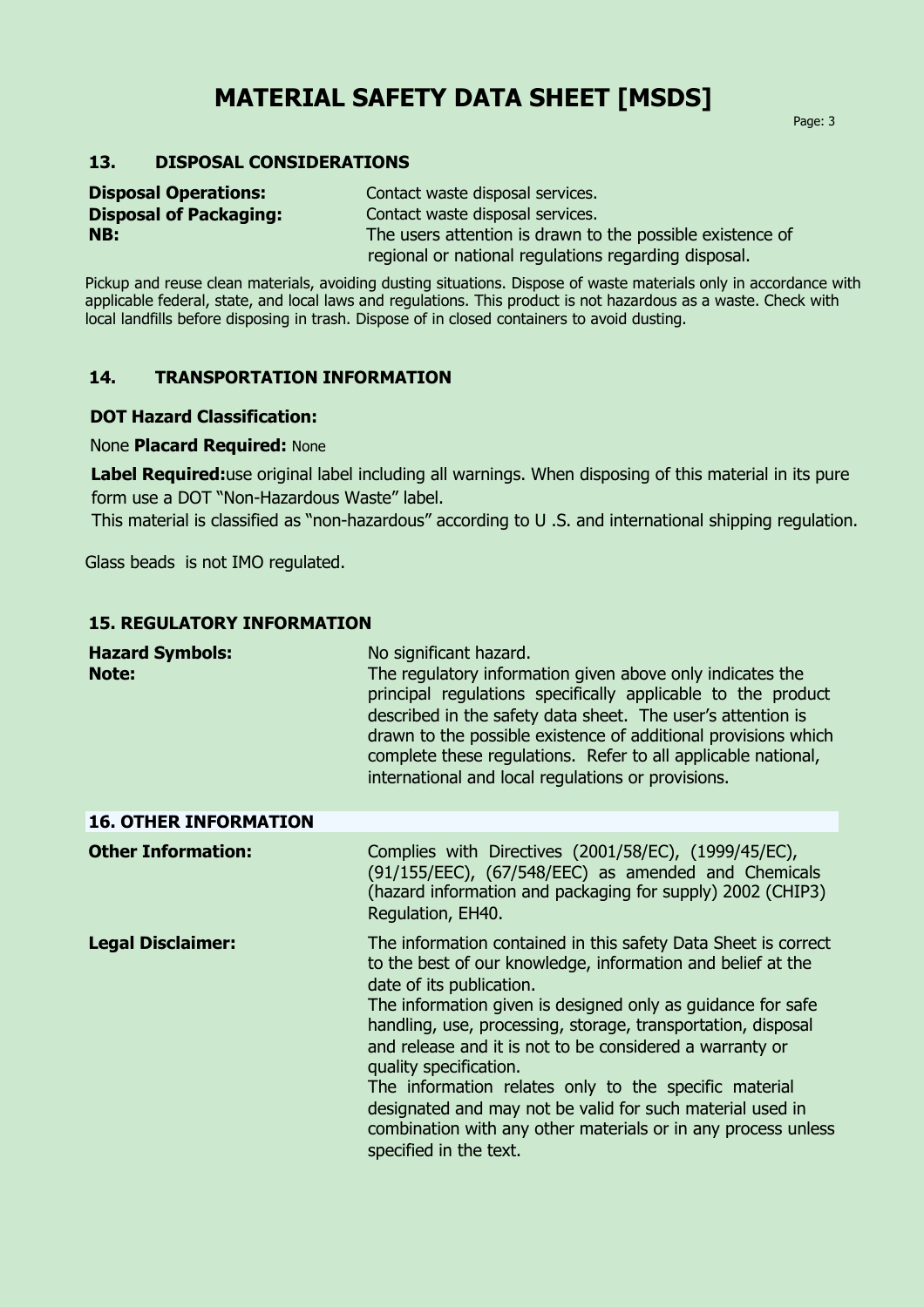# MATERIAL SAFETY DATA SHEET [MSDS]

## 13. DISPOSAL CONSIDERATIONS

**Disposal Operations:** Contact waste disposal services.
**Disposal of Packaging:** Contact waste disposal services.
**NB:** The users attention is drawn to the possible existence of regional or national regulations regarding disposal.

Pickup and reuse clean materials, avoiding dusting situations. Dispose of waste materials only in accordance with applicable federal, state, and local laws and regulations. This product is not hazardous as a waste. Check with local landfills before disposing in trash. Dispose of in closed containers to avoid dusting.

## 14. TRANSPORTATION INFORMATION

**DOT Hazard Classification:**

None **Placard Required:** None

**Label Required:**use original label including all warnings. When disposing of this material in its pure form use a DOT "Non-Hazardous Waste" label.
This material is classified as "non-hazardous" according to U .S. and international shipping regulation.

Glass beads is not IMO regulated.

## 15. REGULATORY INFORMATION

**Hazard Symbols:** No significant hazard.
**Note:** The regulatory information given above only indicates the principal regulations specifically applicable to the product described in the safety data sheet. The user's attention is drawn to the possible existence of additional provisions which complete these regulations. Refer to all applicable national, international and local regulations or provisions.

## 16. OTHER INFORMATION

**Other Information:** Complies with Directives (2001/58/EC), (1999/45/EC), (91/155/EEC), (67/548/EEC) as amended and Chemicals (hazard information and packaging for supply) 2002 (CHIP3) Regulation, EH40.

**Legal Disclaimer:** The information contained in this safety Data Sheet is correct to the best of our knowledge, information and belief at the date of its publication.
The information given is designed only as guidance for safe handling, use, processing, storage, transportation, disposal and release and it is not to be considered a warranty or quality specification.
The information relates only to the specific material designated and may not be valid for such material used in combination with any other materials or in any process unless specified in the text.